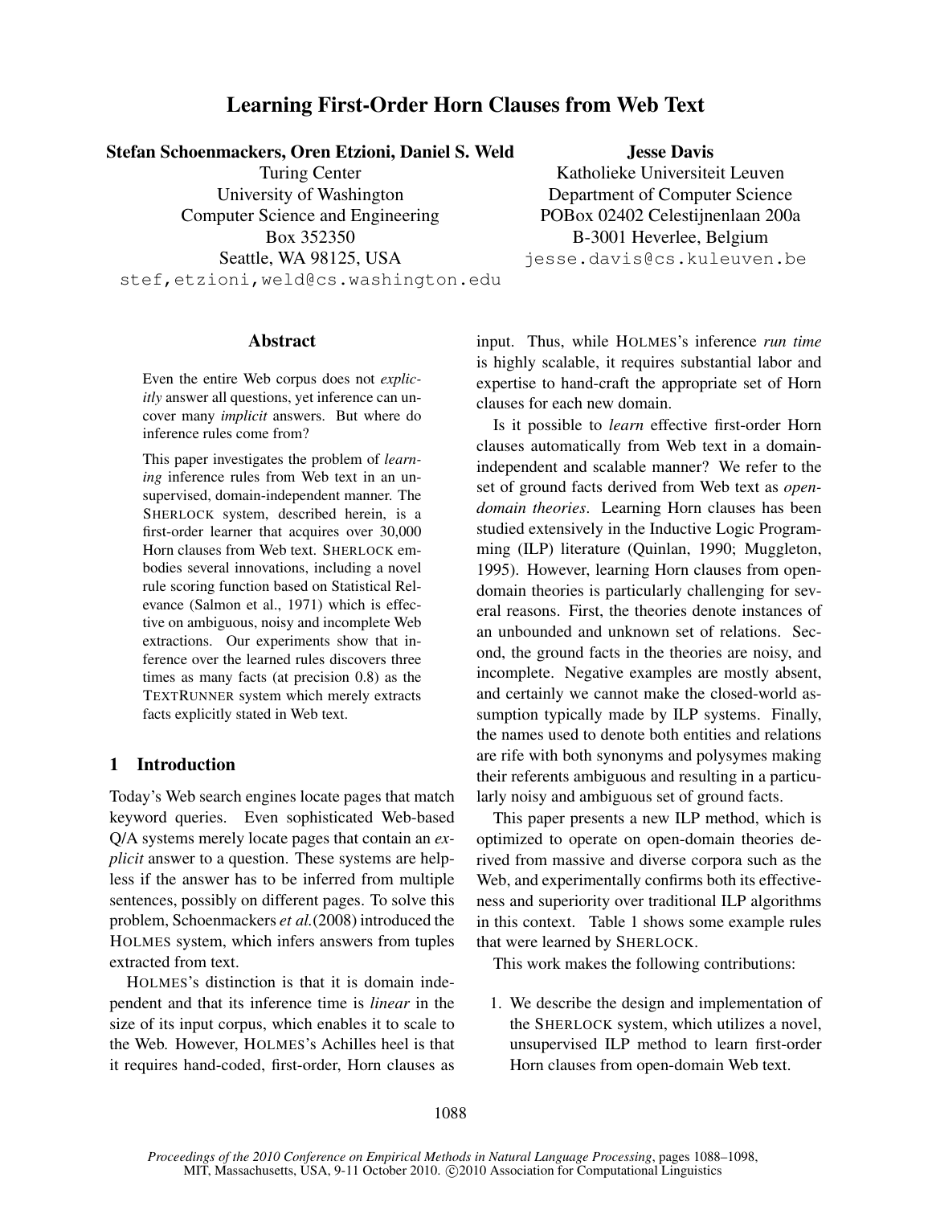# Learning First-Order Horn Clauses from Web Text

**Stefan Schoenmackers, Oren Etzioni, Daniel S. Weld**
Turing Center
University of Washington
Computer Science and Engineering
Box 352350
Seattle, WA 98125, USA
stef,etzioni,weld@cs.washington.edu

**Jesse Davis**
Katholieke Universiteit Leuven
Department of Computer Science
POBox 02402 Celestijnenlaan 200a
B-3001 Heverlee, Belgium
jesse.davis@cs.kuleuven.be

## Abstract

Even the entire Web corpus does not *explicitly* answer all questions, yet inference can uncover many *implicit* answers. But where do inference rules come from?

This paper investigates the problem of *learning* inference rules from Web text in an unsupervised, domain-independent manner. The SHERLOCK system, described herein, is a first-order learner that acquires over 30,000 Horn clauses from Web text. SHERLOCK embodies several innovations, including a novel rule scoring function based on Statistical Relevance (Salmon et al., 1971) which is effective on ambiguous, noisy and incomplete Web extractions. Our experiments show that inference over the learned rules discovers three times as many facts (at precision 0.8) as the TEXTRUNNER system which merely extracts facts explicitly stated in Web text.

## 1 Introduction

Today's Web search engines locate pages that match keyword queries. Even sophisticated Web-based Q/A systems merely locate pages that contain an *explicit* answer to a question. These systems are helpless if the answer has to be inferred from multiple sentences, possibly on different pages. To solve this problem, Schoenmackers *et al.*(2008) introduced the HOLMES system, which infers answers from tuples extracted from text.

HOLMES's distinction is that it is domain independent and that its inference time is *linear* in the size of its input corpus, which enables it to scale to the Web. However, HOLMES's Achilles heel is that it requires hand-coded, first-order, Horn clauses as input. Thus, while HOLMES's inference *run time* is highly scalable, it requires substantial labor and expertise to hand-craft the appropriate set of Horn clauses for each new domain.

Is it possible to *learn* effective first-order Horn clauses automatically from Web text in a domain-independent and scalable manner? We refer to the set of ground facts derived from Web text as *open-domain theories*. Learning Horn clauses has been studied extensively in the Inductive Logic Programming (ILP) literature (Quinlan, 1990; Muggleton, 1995). However, learning Horn clauses from open-domain theories is particularly challenging for several reasons. First, the theories denote instances of an unbounded and unknown set of relations. Second, the ground facts in the theories are noisy, and incomplete. Negative examples are mostly absent, and certainly we cannot make the closed-world assumption typically made by ILP systems. Finally, the names used to denote both entities and relations are rife with both synonyms and polysymes making their referents ambiguous and resulting in a particularly noisy and ambiguous set of ground facts.

This paper presents a new ILP method, which is optimized to operate on open-domain theories derived from massive and diverse corpora such as the Web, and experimentally confirms both its effectiveness and superiority over traditional ILP algorithms in this context. Table 1 shows some example rules that were learned by SHERLOCK.

This work makes the following contributions:

1. We describe the design and implementation of the SHERLOCK system, which utilizes a novel, unsupervised ILP method to learn first-order Horn clauses from open-domain Web text.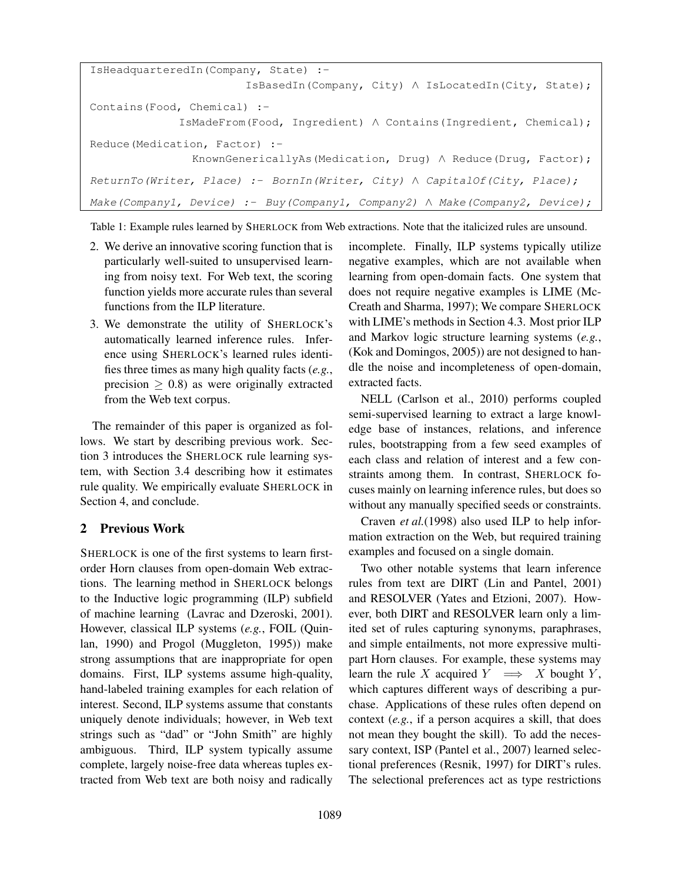```
IsHeadquarteredIn(Company, State) :-
                        IsBasedIn(Company, City) ∧ IsLocatedIn(City, State);
Contains(Food, Chemical) :-
              IsMadeFrom(Food, Ingredient) ∧ Contains(Ingredient, Chemical);
Reduce(Medication, Factor) :-
                KnownGenericallyAs(Medication, Drug) ∧ Reduce(Drug, Factor);
ReturnTo(Writer, Place) :- BornIn(Writer, City) ∧ CapitalOf(City, Place);
Make(Company1, Device) :- Buy(Company1, Company2) ∧ Make(Company2, Device);
```

Table 1: Example rules learned by SHERLOCK from Web extractions. Note that the italicized rules are unsound.

2. We derive an innovative scoring function that is particularly well-suited to unsupervised learning from noisy text. For Web text, the scoring function yields more accurate rules than several functions from the ILP literature.
3. We demonstrate the utility of SHERLOCK's automatically learned inference rules. Inference using SHERLOCK's learned rules identifies three times as many high quality facts (*e.g.*, precision $\geq 0.8$) as were originally extracted from the Web text corpus.

The remainder of this paper is organized as follows. We start by describing previous work. Section 3 introduces the SHERLOCK rule learning system, with Section 3.4 describing how it estimates rule quality. We empirically evaluate SHERLOCK in Section 4, and conclude.

## 2 Previous Work

SHERLOCK is one of the first systems to learn first-order Horn clauses from open-domain Web extractions. The learning method in SHERLOCK belongs to the Inductive logic programming (ILP) subfield of machine learning (Lavrac and Dzeroski, 2001). However, classical ILP systems (*e.g.*, FOIL (Quinlan, 1990) and Progol (Muggleton, 1995)) make strong assumptions that are inappropriate for open domains. First, ILP systems assume high-quality, hand-labeled training examples for each relation of interest. Second, ILP systems assume that constants uniquely denote individuals; however, in Web text strings such as "dad" or "John Smith" are highly ambiguous. Third, ILP system typically assume complete, largely noise-free data whereas tuples extracted from Web text are both noisy and radically incomplete. Finally, ILP systems typically utilize negative examples, which are not available when learning from open-domain facts. One system that does not require negative examples is LIME (McCreath and Sharma, 1997); We compare SHERLOCK with LIME's methods in Section 4.3. Most prior ILP and Markov logic structure learning systems (*e.g.*, (Kok and Domingos, 2005)) are not designed to handle the noise and incompleteness of open-domain, extracted facts.

NELL (Carlson et al., 2010) performs coupled semi-supervised learning to extract a large knowledge base of instances, relations, and inference rules, bootstrapping from a few seed examples of each class and relation of interest and a few constraints among them. In contrast, SHERLOCK focuses mainly on learning inference rules, but does so without any manually specified seeds or constraints.

Craven *et al.*(1998) also used ILP to help information extraction on the Web, but required training examples and focused on a single domain.

Two other notable systems that learn inference rules from text are DIRT (Lin and Pantel, 2001) and RESOLVER (Yates and Etzioni, 2007). However, both DIRT and RESOLVER learn only a limited set of rules capturing synonyms, paraphrases, and simple entailments, not more expressive multi-part Horn clauses. For example, these systems may learn the rule $X$ acquired $Y \implies X$ bought $Y$, which captures different ways of describing a purchase. Applications of these rules often depend on context (*e.g.*, if a person acquires a skill, that does not mean they bought the skill). To add the necessary context, ISP (Pantel et al., 2007) learned selectional preferences (Resnik, 1997) for DIRT's rules. The selectional preferences act as type restrictions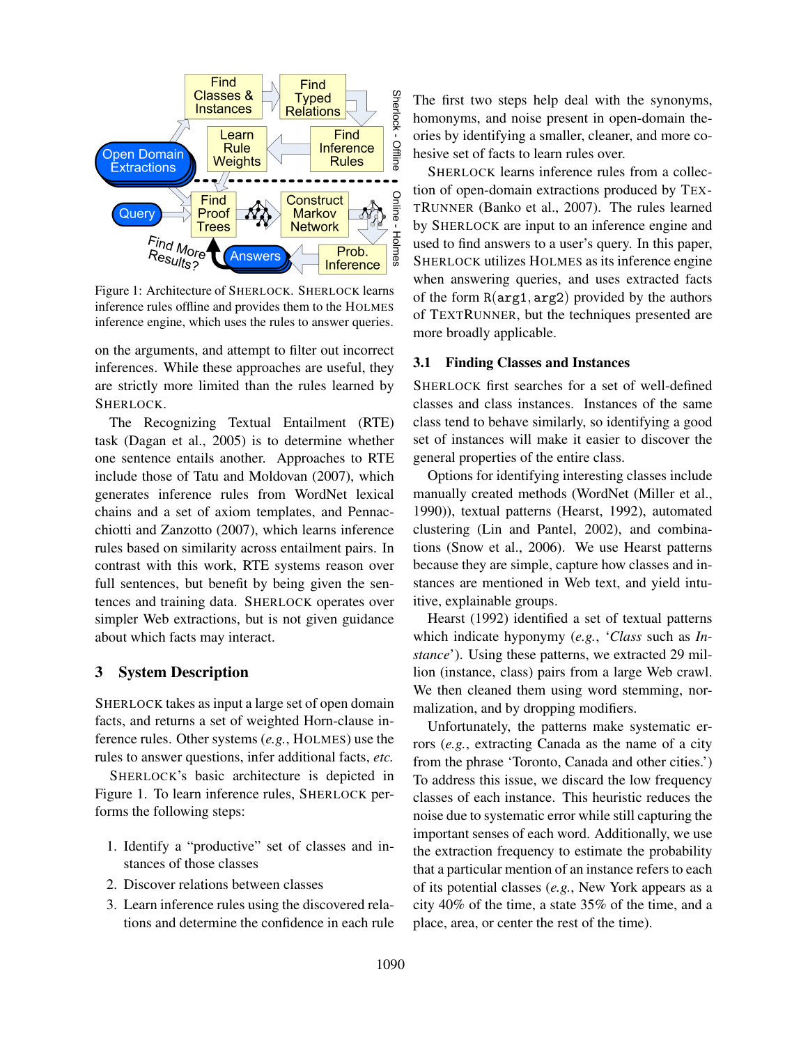Figure 1: Architecture of SHERLOCK. SHERLOCK learns inference rules offline and provides them to the HOLMES inference engine, which uses the rules to answer queries.

on the arguments, and attempt to filter out incorrect inferences. While these approaches are useful, they are strictly more limited than the rules learned by SHERLOCK.

The Recognizing Textual Entailment (RTE) task (Dagan et al., 2005) is to determine whether one sentence entails another. Approaches to RTE include those of Tatu and Moldovan (2007), which generates inference rules from WordNet lexical chains and a set of axiom templates, and Pennacchiotti and Zanzotto (2007), which learns inference rules based on similarity across entailment pairs. In contrast with this work, RTE systems reason over full sentences, but benefit by being given the sentences and training data. SHERLOCK operates over simpler Web extractions, but is not given guidance about which facts may interact.

# 3 System Description

SHERLOCK takes as input a large set of open domain facts, and returns a set of weighted Horn-clause inference rules. Other systems (*e.g.*, HOLMES) use the rules to answer questions, infer additional facts, *etc.*

SHERLOCK's basic architecture is depicted in Figure 1. To learn inference rules, SHERLOCK performs the following steps:

1. Identify a "productive" set of classes and instances of those classes
2. Discover relations between classes
3. Learn inference rules using the discovered relations and determine the confidence in each rule

The first two steps help deal with the synonyms, homonyms, and noise present in open-domain theories by identifying a smaller, cleaner, and more cohesive set of facts to learn rules over.

SHERLOCK learns inference rules from a collection of open-domain extractions produced by TEXTRUNNER (Banko et al., 2007). The rules learned by SHERLOCK are input to an inference engine and used to find answers to a user's query. In this paper, SHERLOCK utilizes HOLMES as its inference engine when answering queries, and uses extracted facts of the form R(`arg1`, `arg2`) provided by the authors of TEXTRUNNER, but the techniques presented are more broadly applicable.

## 3.1 Finding Classes and Instances

SHERLOCK first searches for a set of well-defined classes and class instances. Instances of the same class tend to behave similarly, so identifying a good set of instances will make it easier to discover the general properties of the entire class.

Options for identifying interesting classes include manually created methods (WordNet (Miller et al., 1990)), textual patterns (Hearst, 1992), automated clustering (Lin and Pantel, 2002), and combinations (Snow et al., 2006). We use Hearst patterns because they are simple, capture how classes and instances are mentioned in Web text, and yield intuitive, explainable groups.

Hearst (1992) identified a set of textual patterns which indicate hyponymy (*e.g.*, '*Class* such as *Instance*'). Using these patterns, we extracted 29 million (instance, class) pairs from a large Web crawl. We then cleaned them using word stemming, normalization, and by dropping modifiers.

Unfortunately, the patterns make systematic errors (*e.g.*, extracting Canada as the name of a city from the phrase 'Toronto, Canada and other cities.') To address this issue, we discard the low frequency classes of each instance. This heuristic reduces the noise due to systematic error while still capturing the important senses of each word. Additionally, we use the extraction frequency to estimate the probability that a particular mention of an instance refers to each of its potential classes (*e.g.*, New York appears as a city 40% of the time, a state 35% of the time, and a place, area, or center the rest of the time).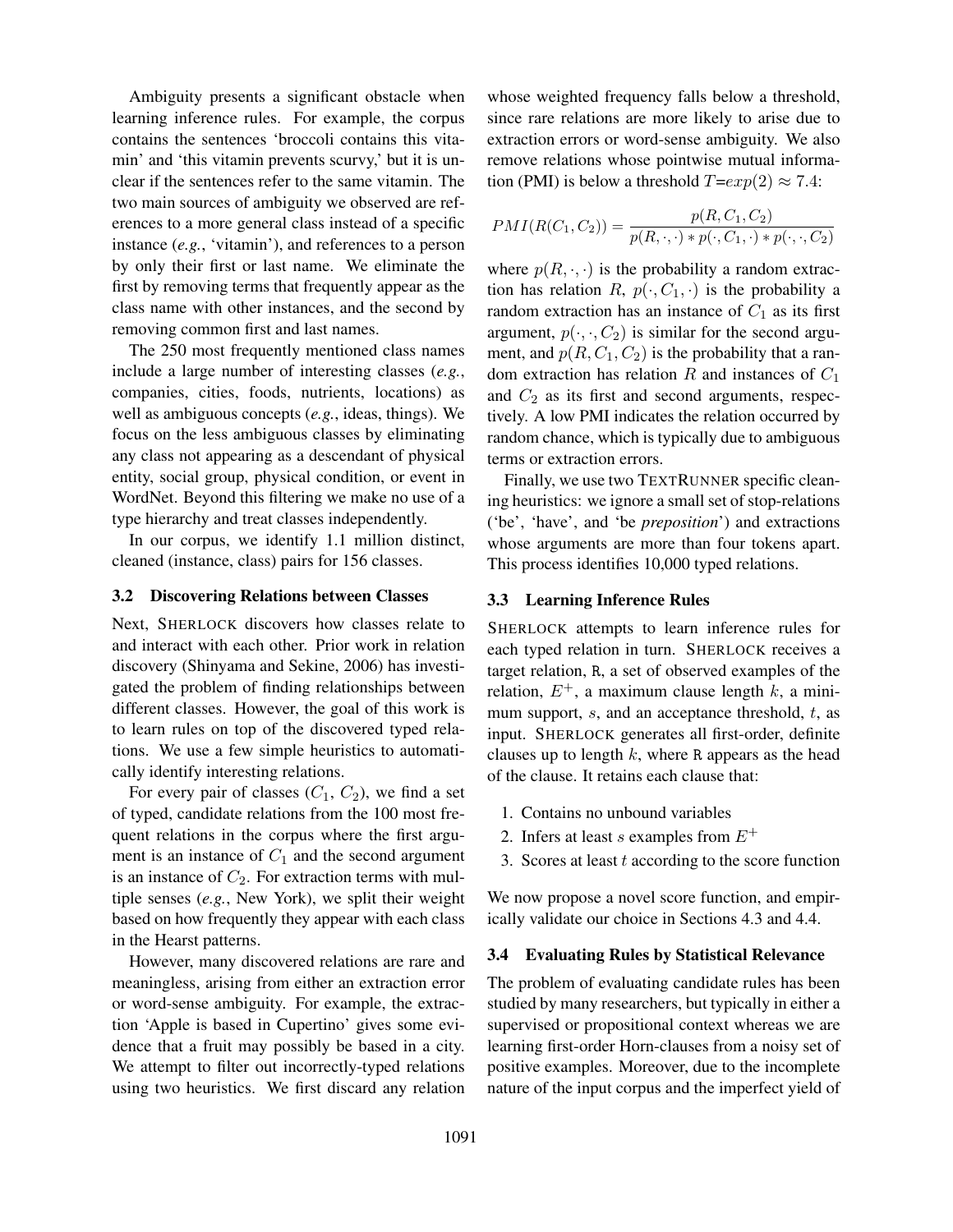Ambiguity presents a significant obstacle when learning inference rules. For example, the corpus contains the sentences 'broccoli contains this vitamin' and 'this vitamin prevents scurvy,' but it is unclear if the sentences refer to the same vitamin. The two main sources of ambiguity we observed are references to a more general class instead of a specific instance (*e.g.*, 'vitamin'), and references to a person by only their first or last name. We eliminate the first by removing terms that frequently appear as the class name with other instances, and the second by removing common first and last names.

The 250 most frequently mentioned class names include a large number of interesting classes (*e.g.*, companies, cities, foods, nutrients, locations) as well as ambiguous concepts (*e.g.*, ideas, things). We focus on the less ambiguous classes by eliminating any class not appearing as a descendant of physical entity, social group, physical condition, or event in WordNet. Beyond this filtering we make no use of a type hierarchy and treat classes independently.

In our corpus, we identify 1.1 million distinct, cleaned (instance, class) pairs for 156 classes.

### 3.2 Discovering Relations between Classes

Next, SHERLOCK discovers how classes relate to and interact with each other. Prior work in relation discovery (Shinyama and Sekine, 2006) has investigated the problem of finding relationships between different classes. However, the goal of this work is to learn rules on top of the discovered typed relations. We use a few simple heuristics to automatically identify interesting relations.

For every pair of classes ($C_1$, $C_2$), we find a set of typed, candidate relations from the 100 most frequent relations in the corpus where the first argument is an instance of $C_1$ and the second argument is an instance of $C_2$. For extraction terms with multiple senses (*e.g.*, New York), we split their weight based on how frequently they appear with each class in the Hearst patterns.

However, many discovered relations are rare and meaningless, arising from either an extraction error or word-sense ambiguity. For example, the extraction 'Apple is based in Cupertino' gives some evidence that a fruit may possibly be based in a city. We attempt to filter out incorrectly-typed relations using two heuristics. We first discard any relation whose weighted frequency falls below a threshold, since rare relations are more likely to arise due to extraction errors or word-sense ambiguity. We also remove relations whose pointwise mutual information (PMI) is below a threshold $T{=}exp(2) \approx 7.4$:

$$PMI(R(C_1, C_2)) = \frac{p(R, C_1, C_2)}{p(R, \cdot, \cdot) * p(\cdot, C_1, \cdot) * p(\cdot, \cdot, C_2)}$$

where $p(R, \cdot, \cdot)$ is the probability a random extraction has relation $R$, $p(\cdot, C_1, \cdot)$ is the probability a random extraction has an instance of $C_1$ as its first argument, $p(\cdot, \cdot, C_2)$ is similar for the second argument, and $p(R, C_1, C_2)$ is the probability that a random extraction has relation $R$ and instances of $C_1$ and $C_2$ as its first and second arguments, respectively. A low PMI indicates the relation occurred by random chance, which is typically due to ambiguous terms or extraction errors.

Finally, we use two TEXTRUNNER specific cleaning heuristics: we ignore a small set of stop-relations ('be', 'have', and 'be *preposition*') and extractions whose arguments are more than four tokens apart. This process identifies 10,000 typed relations.

### 3.3 Learning Inference Rules

SHERLOCK attempts to learn inference rules for each typed relation in turn. SHERLOCK receives a target relation, R, a set of observed examples of the relation, $E^+$, a maximum clause length $k$, a minimum support, $s$, and an acceptance threshold, $t$, as input. SHERLOCK generates all first-order, definite clauses up to length $k$, where R appears as the head of the clause. It retains each clause that:

1. Contains no unbound variables
2. Infers at least $s$ examples from $E^+$
3. Scores at least $t$ according to the score function

We now propose a novel score function, and empirically validate our choice in Sections 4.3 and 4.4.

### 3.4 Evaluating Rules by Statistical Relevance

The problem of evaluating candidate rules has been studied by many researchers, but typically in either a supervised or propositional context whereas we are learning first-order Horn-clauses from a noisy set of positive examples. Moreover, due to the incomplete nature of the input corpus and the imperfect yield of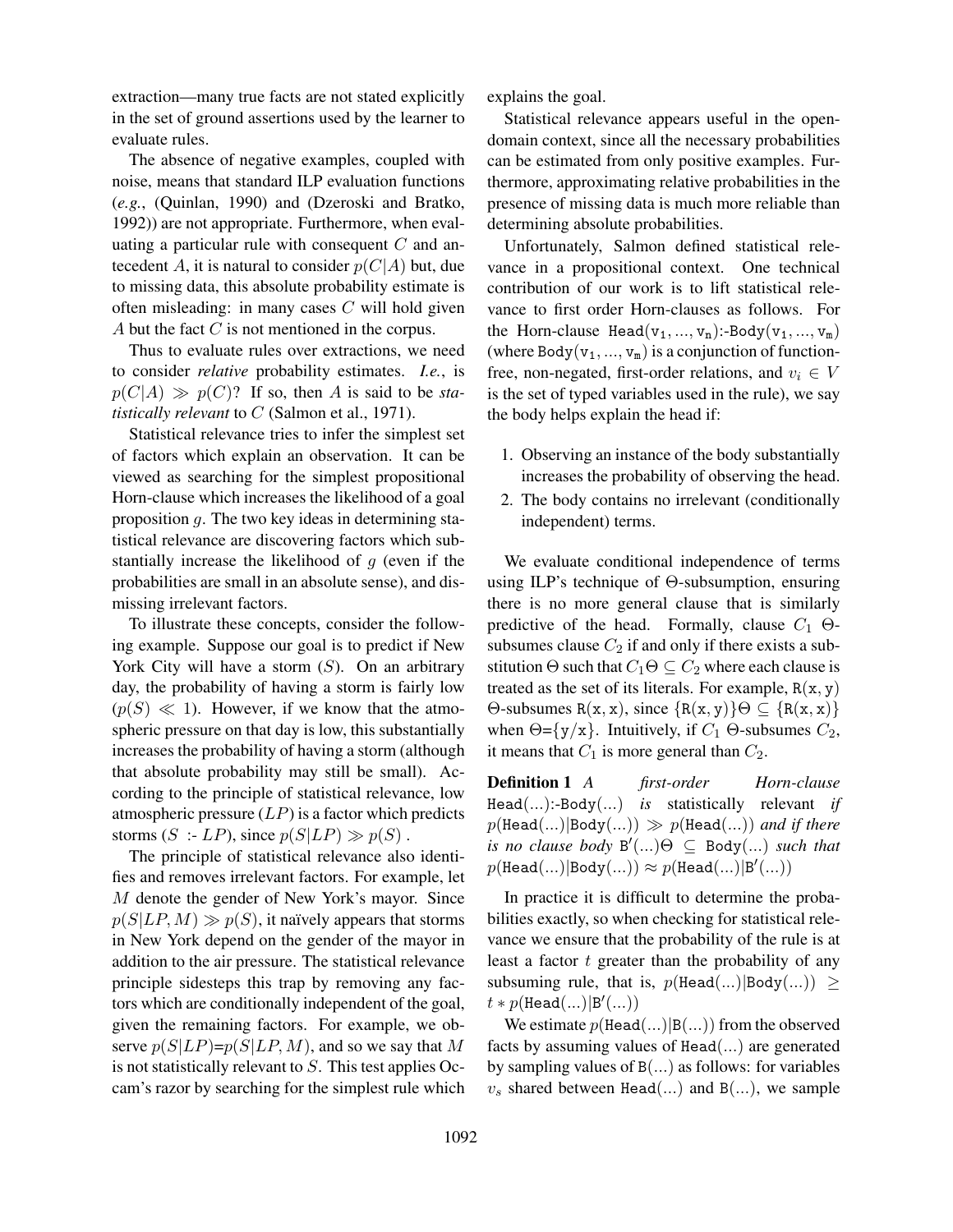extraction—many true facts are not stated explicitly in the set of ground assertions used by the learner to evaluate rules.

The absence of negative examples, coupled with noise, means that standard ILP evaluation functions (*e.g.*, (Quinlan, 1990) and (Dzeroski and Bratko, 1992)) are not appropriate. Furthermore, when evaluating a particular rule with consequent $C$ and antecedent $A$, it is natural to consider $p(C|A)$ but, due to missing data, this absolute probability estimate is often misleading: in many cases $C$ will hold given $A$ but the fact $C$ is not mentioned in the corpus.

Thus to evaluate rules over extractions, we need to consider *relative* probability estimates. *I.e.*, is $p(C|A) \gg p(C)$? If so, then $A$ is said to be *statistically relevant* to $C$ (Salmon et al., 1971).

Statistical relevance tries to infer the simplest set of factors which explain an observation. It can be viewed as searching for the simplest propositional Horn-clause which increases the likelihood of a goal proposition $g$. The two key ideas in determining statistical relevance are discovering factors which substantially increase the likelihood of $g$ (even if the probabilities are small in an absolute sense), and dismissing irrelevant factors.

To illustrate these concepts, consider the following example. Suppose our goal is to predict if New York City will have a storm ($S$). On an arbitrary day, the probability of having a storm is fairly low ($p(S) \ll 1$). However, if we know that the atmospheric pressure on that day is low, this substantially increases the probability of having a storm (although that absolute probability may still be small). According to the principle of statistical relevance, low atmospheric pressure ($LP$) is a factor which predicts storms ($S$ :- $LP$), since $p(S|LP) \gg p(S)$ .

The principle of statistical relevance also identifies and removes irrelevant factors. For example, let $M$ denote the gender of New York's mayor. Since $p(S|LP, M) \gg p(S)$, it naïvely appears that storms in New York depend on the gender of the mayor in addition to the air pressure. The statistical relevance principle sidesteps this trap by removing any factors which are conditionally independent of the goal, given the remaining factors. For example, we observe $p(S|LP)$=$p(S|LP, M)$, and so we say that $M$ is not statistically relevant to $S$. This test applies Occam's razor by searching for the simplest rule which explains the goal.

Statistical relevance appears useful in the open-domain context, since all the necessary probabilities can be estimated from only positive examples. Furthermore, approximating relative probabilities in the presence of missing data is much more reliable than determining absolute probabilities.

Unfortunately, Salmon defined statistical relevance in a propositional context. One technical contribution of our work is to lift statistical relevance to first order Horn-clauses as follows. For the Horn-clause $\texttt{Head}(\texttt{v}_1, ..., \texttt{v}_\texttt{n})$:-$\texttt{Body}(\texttt{v}_1, ..., \texttt{v}_\texttt{m})$ (where $\texttt{Body}(\texttt{v}_1, ..., \texttt{v}_\texttt{m})$ is a conjunction of function-free, non-negated, first-order relations, and $v_i \in V$ is the set of typed variables used in the rule), we say the body helps explain the head if:

1. Observing an instance of the body substantially increases the probability of observing the head.
2. The body contains no irrelevant (conditionally independent) terms.

We evaluate conditional independence of terms using ILP's technique of Θ-subsumption, ensuring there is no more general clause that is similarly predictive of the head. Formally, clause $C_1$ Θ-subsumes clause $C_2$ if and only if there exists a substitution Θ such that $C_1\Theta \subseteq C_2$ where each clause is treated as the set of its literals. For example, $\texttt{R}(\texttt{x}, \texttt{y})$ Θ-subsumes $\texttt{R}(\texttt{x}, \texttt{x})$, since $\{\texttt{R}(\texttt{x}, \texttt{y})\}\Theta \subseteq \{\texttt{R}(\texttt{x}, \texttt{x})\}$ when Θ=$\{\texttt{y}/\texttt{x}\}$. Intuitively, if $C_1$ Θ-subsumes $C_2$, it means that $C_1$ is more general than $C_2$.

**Definition 1** *A first-order Horn-clause* Head(...):-Body(...) *is* statistically relevant *if* $p(\texttt{Head}(...)|\texttt{Body}(...)) \gg p(\texttt{Head}(...))$ *and if there is no clause body* $\texttt{B}'(...)\Theta \subseteq \texttt{Body}(...)$ *such that* $p(\texttt{Head}(...)|\texttt{Body}(...)) \approx p(\texttt{Head}(...)|\texttt{B}'(...))$

In practice it is difficult to determine the probabilities exactly, so when checking for statistical relevance we ensure that the probability of the rule is at least a factor $t$ greater than the probability of any subsuming rule, that is, $p(\texttt{Head}(...)|\texttt{Body}(...)) \geq t * p(\texttt{Head}(...)|\texttt{B}'(...))$

We estimate $p(\texttt{Head}(...)|\texttt{B}(...))$ from the observed facts by assuming values of Head(...) are generated by sampling values of B(...) as follows: for variables $v_s$ shared between Head(...) and B(...), we sample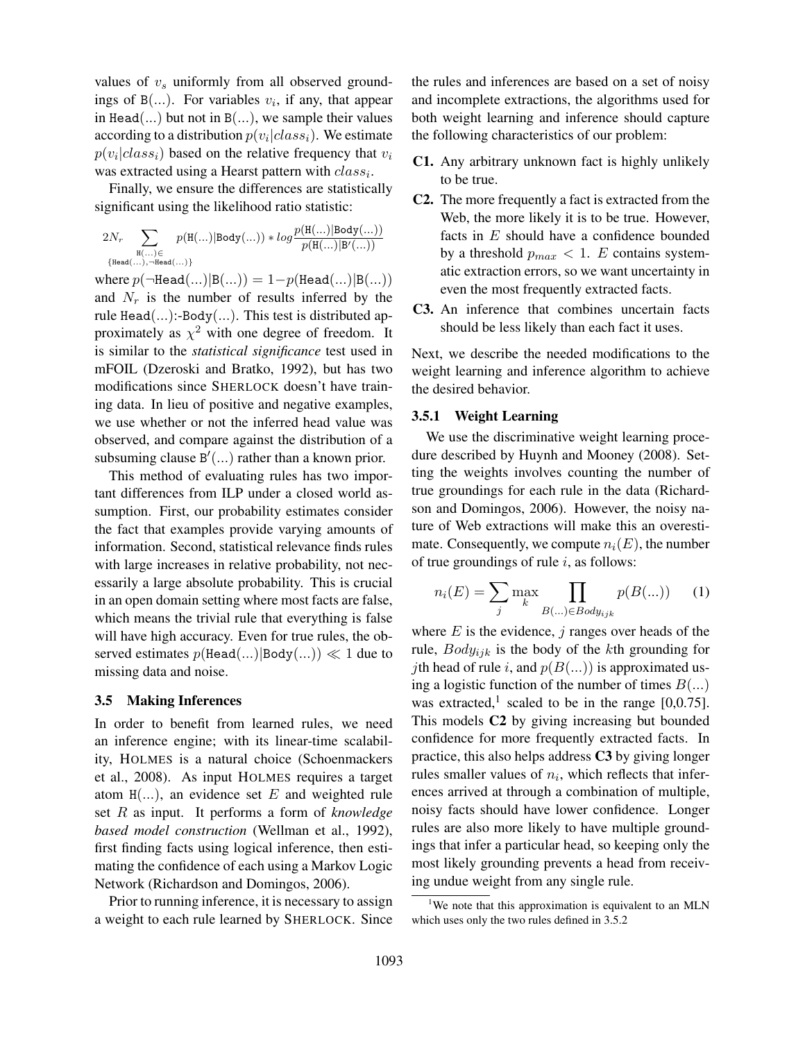values of $v_s$ uniformly from all observed groundings of B(...). For variables $v_i$, if any, that appear in Head(...) but not in B(...), we sample their values according to a distribution $p(v_i|class_i)$. We estimate $p(v_i|class_i)$ based on the relative frequency that $v_i$ was extracted using a Hearst pattern with $class_i$.

Finally, we ensure the differences are statistically significant using the likelihood ratio statistic:

$$2N_r \sum_{\substack{\texttt{H}(...)\in \\ \{\texttt{Head}(...),\neg\texttt{Head}(...)\}}} p(\texttt{H}(...)|\texttt{Body}(...)) * log \frac{p(\texttt{H}(...)|\texttt{Body}(...))}{p(\texttt{H}(...)|\texttt{B}'(...))}$$

where $p(\neg\texttt{Head}(...)|\texttt{B}(...)) = 1 - p(\texttt{Head}(...)|\texttt{B}(...))$ and $N_r$ is the number of results inferred by the rule Head(...):-Body(...). This test is distributed approximately as $\chi^2$ with one degree of freedom. It is similar to the *statistical significance* test used in mFOIL (Dzeroski and Bratko, 1992), but has two modifications since SHERLOCK doesn't have training data. In lieu of positive and negative examples, we use whether or not the inferred head value was observed, and compare against the distribution of a subsuming clause $\texttt{B}'(...)$ rather than a known prior.

This method of evaluating rules has two important differences from ILP under a closed world assumption. First, our probability estimates consider the fact that examples provide varying amounts of information. Second, statistical relevance finds rules with large increases in relative probability, not necessarily a large absolute probability. This is crucial in an open domain setting where most facts are false, which means the trivial rule that everything is false will have high accuracy. Even for true rules, the observed estimates $p(\texttt{Head}(...)|\texttt{Body}(...)) \ll 1$ due to missing data and noise.

### 3.5 Making Inferences

In order to benefit from learned rules, we need an inference engine; with its linear-time scalability, HOLMES is a natural choice (Schoenmackers et al., 2008). As input HOLMES requires a target atom H(...), an evidence set $E$ and weighted rule set $R$ as input. It performs a form of *knowledge based model construction* (Wellman et al., 1992), first finding facts using logical inference, then estimating the confidence of each using a Markov Logic Network (Richardson and Domingos, 2006).

Prior to running inference, it is necessary to assign a weight to each rule learned by SHERLOCK. Since the rules and inferences are based on a set of noisy and incomplete extractions, the algorithms used for both weight learning and inference should capture the following characteristics of our problem:

- **C1.** Any arbitrary unknown fact is highly unlikely to be true.
- **C2.** The more frequently a fact is extracted from the Web, the more likely it is to be true. However, facts in $E$ should have a confidence bounded by a threshold $p_{max} < 1$. $E$ contains systematic extraction errors, so we want uncertainty in even the most frequently extracted facts.
- **C3.** An inference that combines uncertain facts should be less likely than each fact it uses.

Next, we describe the needed modifications to the weight learning and inference algorithm to achieve the desired behavior.

#### 3.5.1 Weight Learning

We use the discriminative weight learning procedure described by Huynh and Mooney (2008). Setting the weights involves counting the number of true groundings for each rule in the data (Richardson and Domingos, 2006). However, the noisy nature of Web extractions will make this an overestimate. Consequently, we compute $n_i(E)$, the number of true groundings of rule $i$, as follows:

$$n_i(E) = \sum_j \max_k \prod_{B(...)\in Body_{ijk}} p(B(...)) \quad (1)$$

where $E$ is the evidence, $j$ ranges over heads of the rule, $Body_{ijk}$ is the body of the $k$th grounding for $j$th head of rule $i$, and $p(B(...))$ is approximated using a logistic function of the number of times $B(...)$ was extracted,[1] scaled to be in the range [0,0.75]. This models **C2** by giving increasing but bounded confidence for more frequently extracted facts. In practice, this also helps address **C3** by giving longer rules smaller values of $n_i$, which reflects that inferences arrived at through a combination of multiple, noisy facts should have lower confidence. Longer rules are also more likely to have multiple groundings that infer a particular head, so keeping only the most likely grounding prevents a head from receiving undue weight from any single rule.

[1] We note that this approximation is equivalent to an MLN which uses only the two rules defined in 3.5.2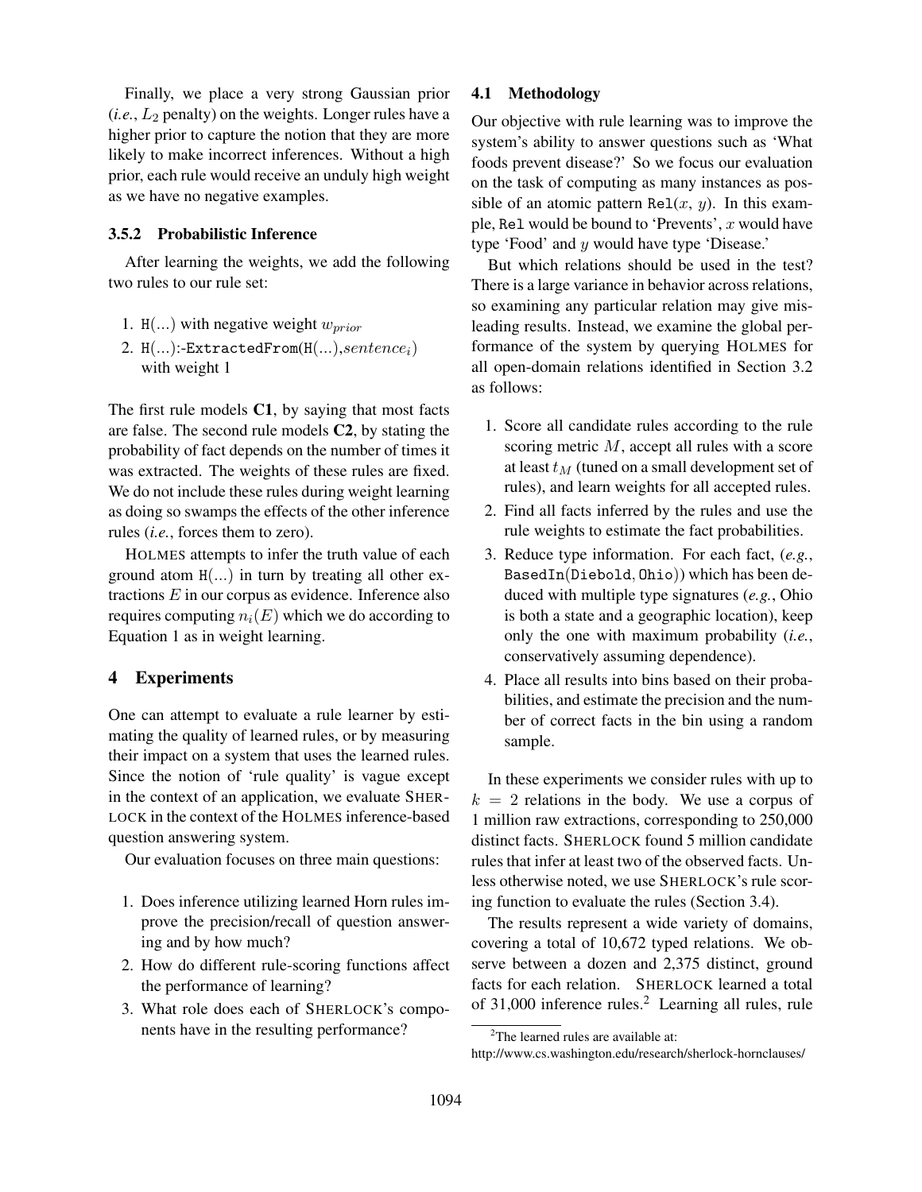Finally, we place a very strong Gaussian prior (*i.e.*, $L_2$ penalty) on the weights. Longer rules have a higher prior to capture the notion that they are more likely to make incorrect inferences. Without a high prior, each rule would receive an unduly high weight as we have no negative examples.

#### 3.5.2 Probabilistic Inference

After learning the weights, we add the following two rules to our rule set:

1. `H(...)` with negative weight $w_{prior}$
2. `H(...):-ExtractedFrom(H(...),`$sentence_i$`)` with weight 1

The first rule models **C1**, by saying that most facts are false. The second rule models **C2**, by stating the probability of fact depends on the number of times it was extracted. The weights of these rules are fixed. We do not include these rules during weight learning as doing so swamps the effects of the other inference rules (*i.e.*, forces them to zero).

HOLMES attempts to infer the truth value of each ground atom `H(...)` in turn by treating all other extractions $E$ in our corpus as evidence. Inference also requires computing $n_i(E)$ which we do according to Equation 1 as in weight learning.

## 4 Experiments

One can attempt to evaluate a rule learner by estimating the quality of learned rules, or by measuring their impact on a system that uses the learned rules. Since the notion of 'rule quality' is vague except in the context of an application, we evaluate SHERLOCK in the context of the HOLMES inference-based question answering system.

Our evaluation focuses on three main questions:

1. Does inference utilizing learned Horn rules improve the precision/recall of question answering and by how much?
2. How do different rule-scoring functions affect the performance of learning?
3. What role does each of SHERLOCK's components have in the resulting performance?

### 4.1 Methodology

Our objective with rule learning was to improve the system's ability to answer questions such as 'What foods prevent disease?' So we focus our evaluation on the task of computing as many instances as possible of an atomic pattern `Rel`($x$, $y$). In this example, `Rel` would be bound to 'Prevents', $x$ would have type 'Food' and $y$ would have type 'Disease.'

But which relations should be used in the test? There is a large variance in behavior across relations, so examining any particular relation may give misleading results. Instead, we examine the global performance of the system by querying HOLMES for all open-domain relations identified in Section 3.2 as follows:

1. Score all candidate rules according to the rule scoring metric $M$, accept all rules with a score at least $t_M$ (tuned on a small development set of rules), and learn weights for all accepted rules.
2. Find all facts inferred by the rules and use the rule weights to estimate the fact probabilities.
3. Reduce type information. For each fact, (*e.g.*, `BasedIn(Diebold, Ohio)`) which has been deduced with multiple type signatures (*e.g.*, Ohio is both a state and a geographic location), keep only the one with maximum probability (*i.e.*, conservatively assuming dependence).
4. Place all results into bins based on their probabilities, and estimate the precision and the number of correct facts in the bin using a random sample.

In these experiments we consider rules with up to $k = 2$ relations in the body. We use a corpus of 1 million raw extractions, corresponding to 250,000 distinct facts. SHERLOCK found 5 million candidate rules that infer at least two of the observed facts. Unless otherwise noted, we use SHERLOCK's rule scoring function to evaluate the rules (Section 3.4).

The results represent a wide variety of domains, covering a total of 10,672 typed relations. We observe between a dozen and 2,375 distinct, ground facts for each relation. SHERLOCK learned a total of 31,000 inference rules.[2] Learning all rules, rule

[2] The learned rules are available at: http://www.cs.washington.edu/research/sherlock-hornclauses/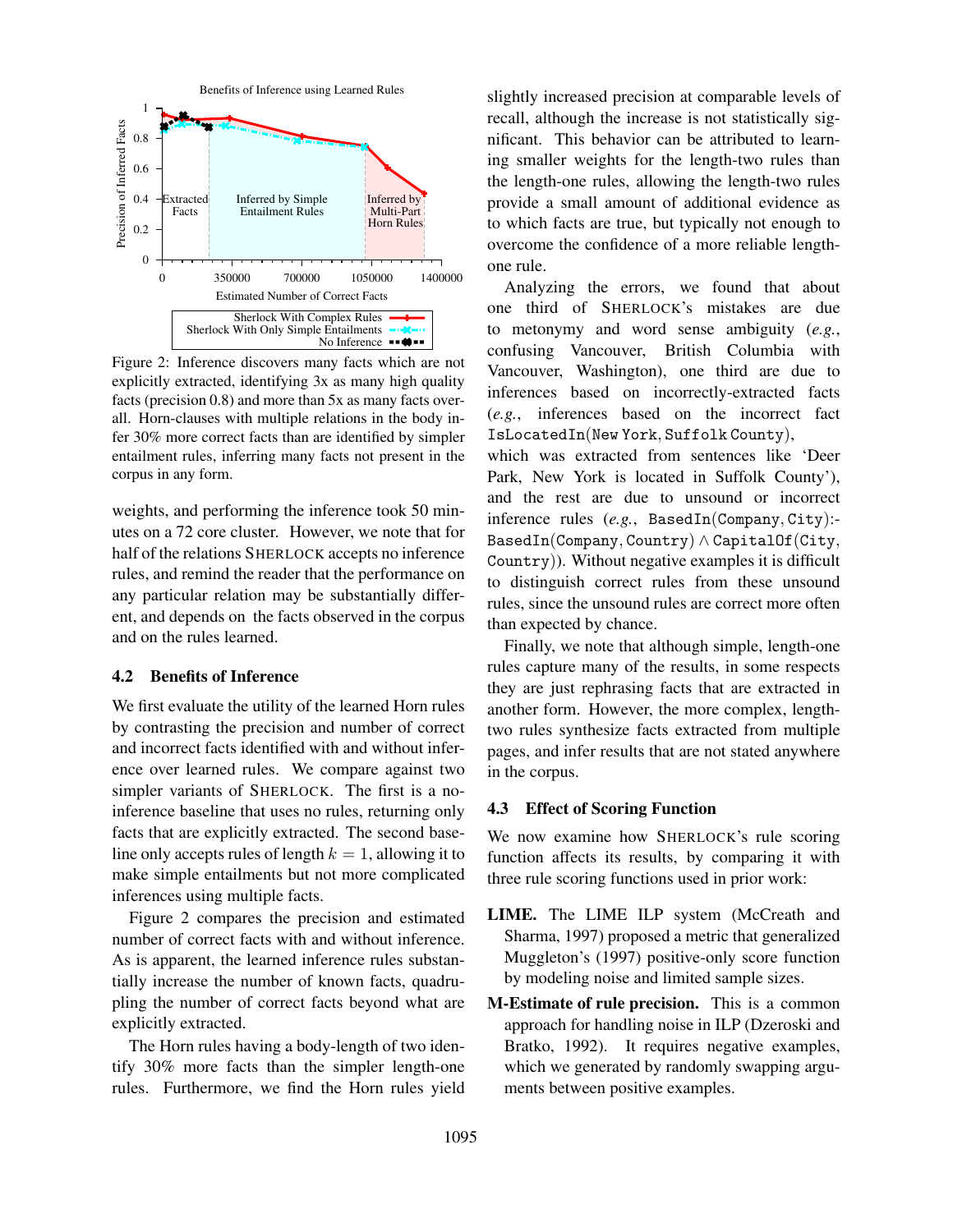Figure 2: Inference discovers many facts which are not explicitly extracted, identifying 3x as many high quality facts (precision 0.8) and more than 5x as many facts overall. Horn-clauses with multiple relations in the body infer 30% more correct facts than are identified by simpler entailment rules, inferring many facts not present in the corpus in any form.

weights, and performing the inference took 50 minutes on a 72 core cluster. However, we note that for half of the relations SHERLOCK accepts no inference rules, and remind the reader that the performance on any particular relation may be substantially different, and depends on the facts observed in the corpus and on the rules learned.

### 4.2 Benefits of Inference

We first evaluate the utility of the learned Horn rules by contrasting the precision and number of correct and incorrect facts identified with and without inference over learned rules. We compare against two simpler variants of SHERLOCK. The first is a no-inference baseline that uses no rules, returning only facts that are explicitly extracted. The second baseline only accepts rules of length $k = 1$, allowing it to make simple entailments but not more complicated inferences using multiple facts.

Figure 2 compares the precision and estimated number of correct facts with and without inference. As is apparent, the learned inference rules substantially increase the number of known facts, quadrupling the number of correct facts beyond what are explicitly extracted.

The Horn rules having a body-length of two identify 30% more facts than the simpler length-one rules. Furthermore, we find the Horn rules yield slightly increased precision at comparable levels of recall, although the increase is not statistically significant. This behavior can be attributed to learning smaller weights for the length-two rules than the length-one rules, allowing the length-two rules provide a small amount of additional evidence as to which facts are true, but typically not enough to overcome the confidence of a more reliable length-one rule.

Analyzing the errors, we found that about one third of SHERLOCK's mistakes are due to metonymy and word sense ambiguity (*e.g.*, confusing Vancouver, British Columbia with Vancouver, Washington), one third are due to inferences based on incorrectly-extracted facts (*e.g.*, inferences based on the incorrect fact IsLocatedIn(New York, Suffolk County), which was extracted from sentences like 'Deer Park, New York is located in Suffolk County'), and the rest are due to unsound or incorrect inference rules (*e.g.*, BasedIn(Company, City):- BasedIn(Company, Country) $\wedge$ CapitalOf(City, Country)). Without negative examples it is difficult to distinguish correct rules from these unsound rules, since the unsound rules are correct more often than expected by chance.

Finally, we note that although simple, length-one rules capture many of the results, in some respects they are just rephrasing facts that are extracted in another form. However, the more complex, length-two rules synthesize facts extracted from multiple pages, and infer results that are not stated anywhere in the corpus.

### 4.3 Effect of Scoring Function

We now examine how SHERLOCK's rule scoring function affects its results, by comparing it with three rule scoring functions used in prior work:

**LIME.** The LIME ILP system (McCreath and Sharma, 1997) proposed a metric that generalized Muggleton's (1997) positive-only score function by modeling noise and limited sample sizes.

**M-Estimate of rule precision.** This is a common approach for handling noise in ILP (Dzeroski and Bratko, 1992). It requires negative examples, which we generated by randomly swapping arguments between positive examples.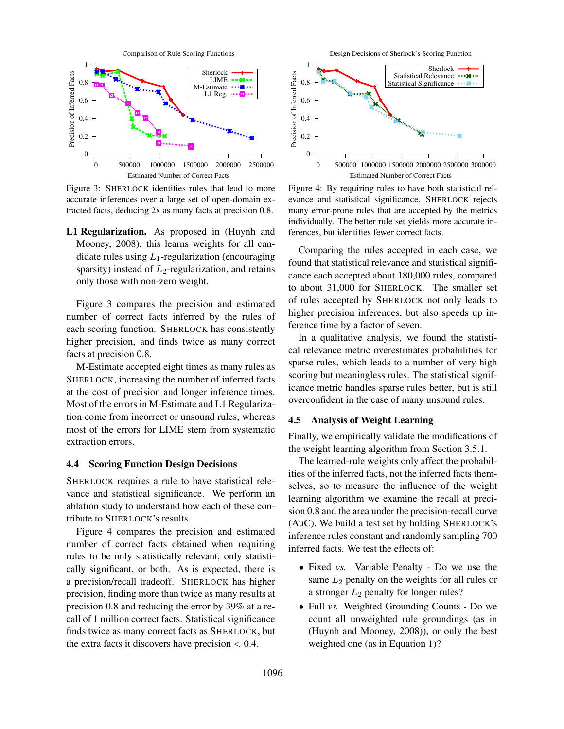Figure 3: SHERLOCK identifies rules that lead to more accurate inferences over a large set of open-domain extracted facts, deducing 2x as many facts at precision 0.8.

**L1 Regularization.** As proposed in (Huynh and Mooney, 2008), this learns weights for all candidate rules using $L_1$-regularization (encouraging sparsity) instead of $L_2$-regularization, and retains only those with non-zero weight.

Figure 3 compares the precision and estimated number of correct facts inferred by the rules of each scoring function. SHERLOCK has consistently higher precision, and finds twice as many correct facts at precision 0.8.

M-Estimate accepted eight times as many rules as SHERLOCK, increasing the number of inferred facts at the cost of precision and longer inference times. Most of the errors in M-Estimate and L1 Regularization come from incorrect or unsound rules, whereas most of the errors for LIME stem from systematic extraction errors.

### 4.4 Scoring Function Design Decisions

SHERLOCK requires a rule to have statistical relevance and statistical significance. We perform an ablation study to understand how each of these contribute to SHERLOCK's results.

Figure 4 compares the precision and estimated number of correct facts obtained when requiring rules to be only statistically relevant, only statistically significant, or both. As is expected, there is a precision/recall tradeoff. SHERLOCK has higher precision, finding more than twice as many results at precision 0.8 and reducing the error by 39% at a recall of 1 million correct facts. Statistical significance finds twice as many correct facts as SHERLOCK, but the extra facts it discovers have precision $< 0.4$.

Figure 4: By requiring rules to have both statistical relevance and statistical significance, SHERLOCK rejects many error-prone rules that are accepted by the metrics individually. The better rule set yields more accurate inferences, but identifies fewer correct facts.

Comparing the rules accepted in each case, we found that statistical relevance and statistical significance each accepted about 180,000 rules, compared to about 31,000 for SHERLOCK. The smaller set of rules accepted by SHERLOCK not only leads to higher precision inferences, but also speeds up inference time by a factor of seven.

In a qualitative analysis, we found the statistical relevance metric overestimates probabilities for sparse rules, which leads to a number of very high scoring but meaningless rules. The statistical significance metric handles sparse rules better, but is still overconfident in the case of many unsound rules.

### 4.5 Analysis of Weight Learning

Finally, we empirically validate the modifications of the weight learning algorithm from Section 3.5.1.

The learned-rule weights only affect the probabilities of the inferred facts, not the inferred facts themselves, so to measure the influence of the weight learning algorithm we examine the recall at precision 0.8 and the area under the precision-recall curve (AuC). We build a test set by holding SHERLOCK's inference rules constant and randomly sampling 700 inferred facts. We test the effects of:

- Fixed *vs.* Variable Penalty - Do we use the same $L_2$ penalty on the weights for all rules or a stronger $L_2$ penalty for longer rules?
- Full *vs.* Weighted Grounding Counts - Do we count all unweighted rule groundings (as in (Huynh and Mooney, 2008)), or only the best weighted one (as in Equation 1)?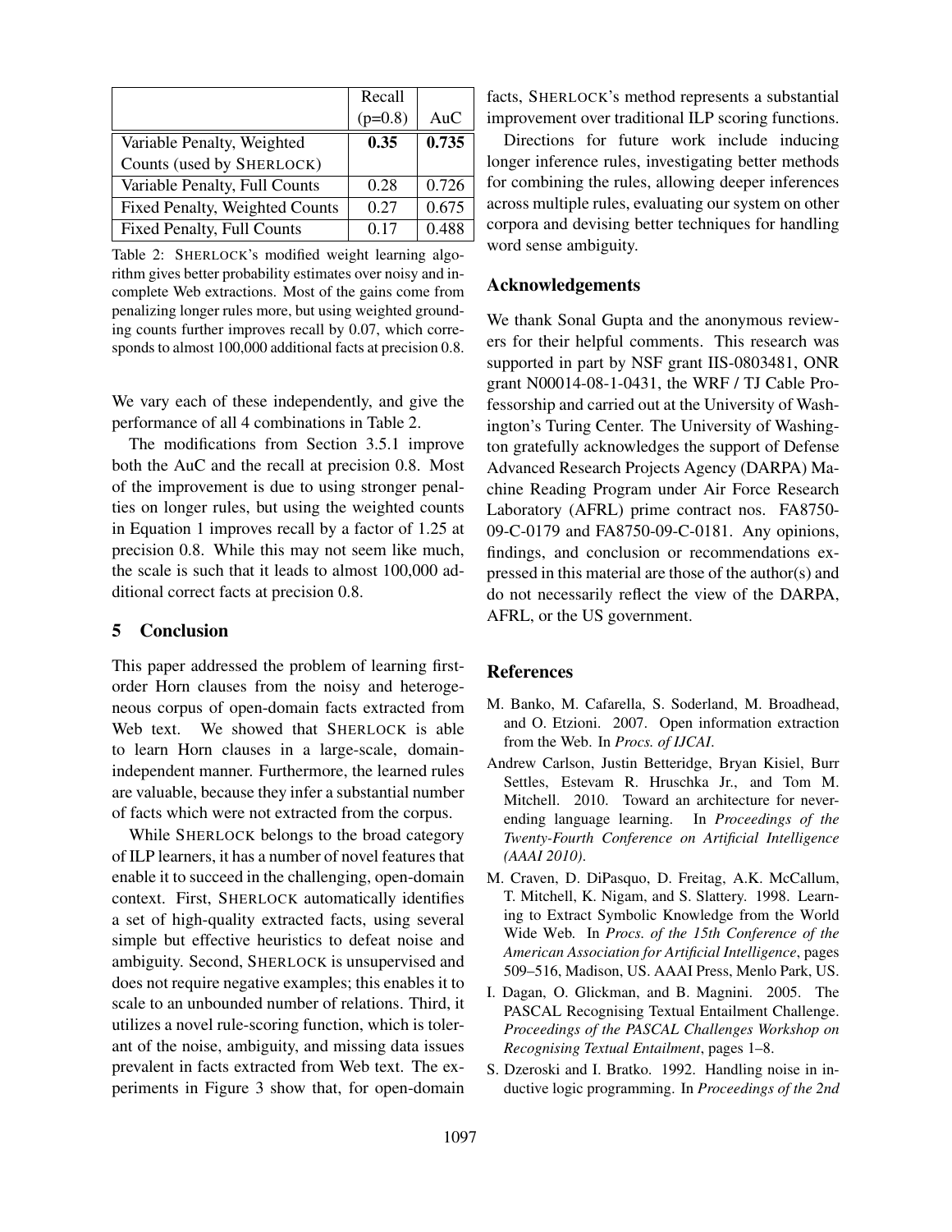| | Recall (p=0.8) | AuC |
|---|---|---|
| Variable Penalty, Weighted Counts (used by SHERLOCK) | **0.35** | **0.735** |
| Variable Penalty, Full Counts | 0.28 | 0.726 |
| Fixed Penalty, Weighted Counts | 0.27 | 0.675 |
| Fixed Penalty, Full Counts | 0.17 | 0.488 |

Table 2: SHERLOCK's modified weight learning algorithm gives better probability estimates over noisy and incomplete Web extractions. Most of the gains come from penalizing longer rules more, but using weighted grounding counts further improves recall by 0.07, which corresponds to almost 100,000 additional facts at precision 0.8.

We vary each of these independently, and give the performance of all 4 combinations in Table 2.

The modifications from Section 3.5.1 improve both the AuC and the recall at precision 0.8. Most of the improvement is due to using stronger penalties on longer rules, but using the weighted counts in Equation 1 improves recall by a factor of 1.25 at precision 0.8. While this may not seem like much, the scale is such that it leads to almost 100,000 additional correct facts at precision 0.8.

## 5 Conclusion

This paper addressed the problem of learning first-order Horn clauses from the noisy and heterogeneous corpus of open-domain facts extracted from Web text. We showed that SHERLOCK is able to learn Horn clauses in a large-scale, domain-independent manner. Furthermore, the learned rules are valuable, because they infer a substantial number of facts which were not extracted from the corpus.

While SHERLOCK belongs to the broad category of ILP learners, it has a number of novel features that enable it to succeed in the challenging, open-domain context. First, SHERLOCK automatically identifies a set of high-quality extracted facts, using several simple but effective heuristics to defeat noise and ambiguity. Second, SHERLOCK is unsupervised and does not require negative examples; this enables it to scale to an unbounded number of relations. Third, it utilizes a novel rule-scoring function, which is tolerant of the noise, ambiguity, and missing data issues prevalent in facts extracted from Web text. The experiments in Figure 3 show that, for open-domain facts, SHERLOCK's method represents a substantial improvement over traditional ILP scoring functions.

Directions for future work include inducing longer inference rules, investigating better methods for combining the rules, allowing deeper inferences across multiple rules, evaluating our system on other corpora and devising better techniques for handling word sense ambiguity.

## Acknowledgements

We thank Sonal Gupta and the anonymous reviewers for their helpful comments. This research was supported in part by NSF grant IIS-0803481, ONR grant N00014-08-1-0431, the WRF / TJ Cable Professorship and carried out at the University of Washington's Turing Center. The University of Washington gratefully acknowledges the support of Defense Advanced Research Projects Agency (DARPA) Machine Reading Program under Air Force Research Laboratory (AFRL) prime contract nos. FA8750-09-C-0179 and FA8750-09-C-0181. Any opinions, findings, and conclusion or recommendations expressed in this material are those of the author(s) and do not necessarily reflect the view of the DARPA, AFRL, or the US government.

## References

M. Banko, M. Cafarella, S. Soderland, M. Broadhead, and O. Etzioni. 2007. Open information extraction from the Web. In *Procs. of IJCAI*.

Andrew Carlson, Justin Betteridge, Bryan Kisiel, Burr Settles, Estevam R. Hruschka Jr., and Tom M. Mitchell. 2010. Toward an architecture for never-ending language learning. In *Proceedings of the Twenty-Fourth Conference on Artificial Intelligence (AAAI 2010)*.

M. Craven, D. DiPasquo, D. Freitag, A.K. McCallum, T. Mitchell, K. Nigam, and S. Slattery. 1998. Learning to Extract Symbolic Knowledge from the World Wide Web. In *Procs. of the 15th Conference of the American Association for Artificial Intelligence*, pages 509–516, Madison, US. AAAI Press, Menlo Park, US.

I. Dagan, O. Glickman, and B. Magnini. 2005. The PASCAL Recognising Textual Entailment Challenge. *Proceedings of the PASCAL Challenges Workshop on Recognising Textual Entailment*, pages 1–8.

S. Dzeroski and I. Bratko. 1992. Handling noise in inductive logic programming. In *Proceedings of the 2nd*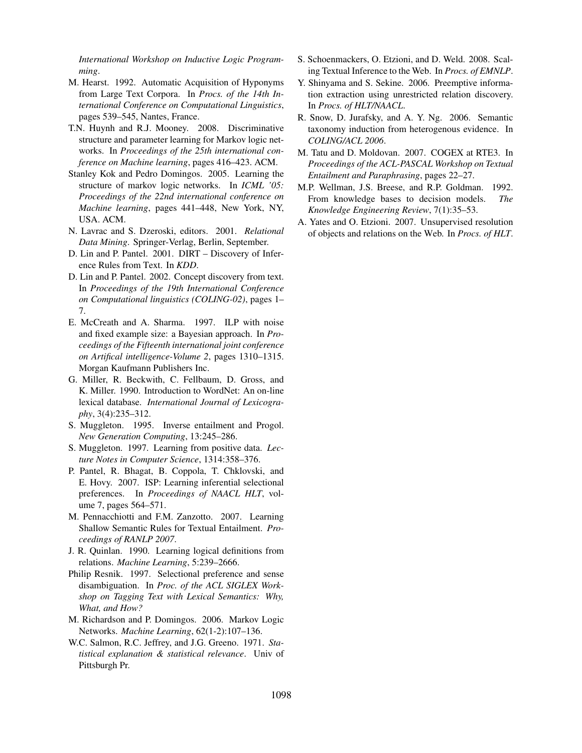*International Workshop on Inductive Logic Programming*.

M. Hearst. 1992. Automatic Acquisition of Hyponyms from Large Text Corpora. In *Procs. of the 14th International Conference on Computational Linguistics*, pages 539–545, Nantes, France.

T.N. Huynh and R.J. Mooney. 2008. Discriminative structure and parameter learning for Markov logic networks. In *Proceedings of the 25th international conference on Machine learning*, pages 416–423. ACM.

Stanley Kok and Pedro Domingos. 2005. Learning the structure of markov logic networks. In *ICML '05: Proceedings of the 22nd international conference on Machine learning*, pages 441–448, New York, NY, USA. ACM.

N. Lavrac and S. Dzeroski, editors. 2001. *Relational Data Mining*. Springer-Verlag, Berlin, September.

D. Lin and P. Pantel. 2001. DIRT – Discovery of Inference Rules from Text. In *KDD*.

D. Lin and P. Pantel. 2002. Concept discovery from text. In *Proceedings of the 19th International Conference on Computational linguistics (COLING-02)*, pages 1–7.

E. McCreath and A. Sharma. 1997. ILP with noise and fixed example size: a Bayesian approach. In *Proceedings of the Fifteenth international joint conference on Artifical intelligence-Volume 2*, pages 1310–1315. Morgan Kaufmann Publishers Inc.

G. Miller, R. Beckwith, C. Fellbaum, D. Gross, and K. Miller. 1990. Introduction to WordNet: An on-line lexical database. *International Journal of Lexicography*, 3(4):235–312.

S. Muggleton. 1995. Inverse entailment and Progol. *New Generation Computing*, 13:245–286.

S. Muggleton. 1997. Learning from positive data. *Lecture Notes in Computer Science*, 1314:358–376.

P. Pantel, R. Bhagat, B. Coppola, T. Chklovski, and E. Hovy. 2007. ISP: Learning inferential selectional preferences. In *Proceedings of NAACL HLT*, volume 7, pages 564–571.

M. Pennacchiotti and F.M. Zanzotto. 2007. Learning Shallow Semantic Rules for Textual Entailment. *Proceedings of RANLP 2007*.

J. R. Quinlan. 1990. Learning logical definitions from relations. *Machine Learning*, 5:239–2666.

Philip Resnik. 1997. Selectional preference and sense disambiguation. In *Proc. of the ACL SIGLEX Workshop on Tagging Text with Lexical Semantics: Why, What, and How?*

M. Richardson and P. Domingos. 2006. Markov Logic Networks. *Machine Learning*, 62(1-2):107–136.

W.C. Salmon, R.C. Jeffrey, and J.G. Greeno. 1971. *Statistical explanation & statistical relevance*. Univ of Pittsburgh Pr.

S. Schoenmackers, O. Etzioni, and D. Weld. 2008. Scaling Textual Inference to the Web. In *Procs. of EMNLP*.

Y. Shinyama and S. Sekine. 2006. Preemptive information extraction using unrestricted relation discovery. In *Procs. of HLT/NAACL*.

R. Snow, D. Jurafsky, and A. Y. Ng. 2006. Semantic taxonomy induction from heterogenous evidence. In *COLING/ACL 2006*.

M. Tatu and D. Moldovan. 2007. COGEX at RTE3. In *Proceedings of the ACL-PASCAL Workshop on Textual Entailment and Paraphrasing*, pages 22–27.

M.P. Wellman, J.S. Breese, and R.P. Goldman. 1992. From knowledge bases to decision models. *The Knowledge Engineering Review*, 7(1):35–53.

A. Yates and O. Etzioni. 2007. Unsupervised resolution of objects and relations on the Web. In *Procs. of HLT*.